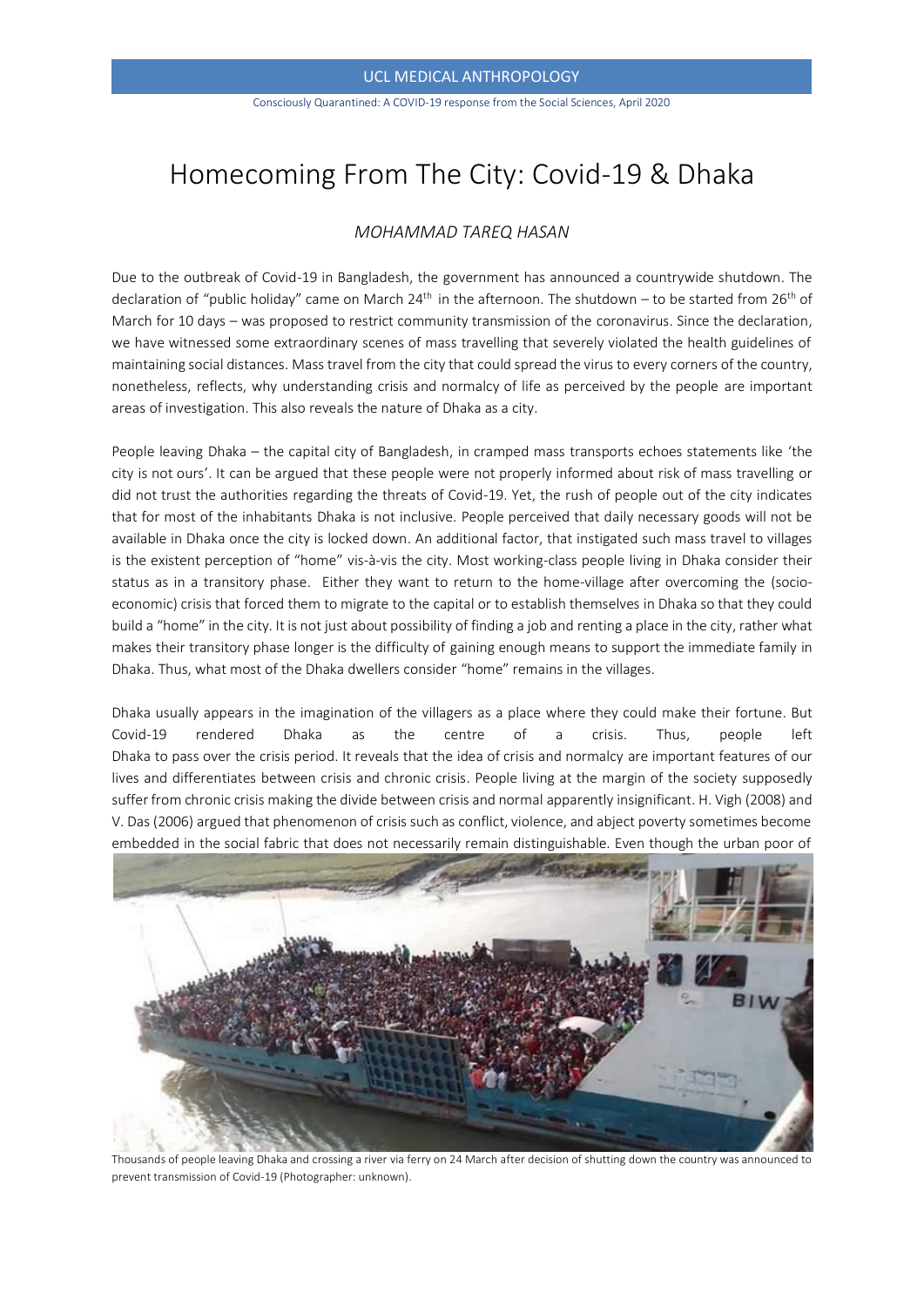# Homecoming From The City: Covid-19 & Dhaka

*MOHAMMAD TAREQ HASAN*

Due to the outbreak of Covid-19 in Bangladesh, the government has announced a countrywide shutdown. The declaration of "public holiday" came on March 24th in the afternoon. The shutdown – to be started from 26th of March for 10 days – was proposed to restrict community transmission of the coronavirus. Since the declaration, we have witnessed some extraordinary scenes of mass travelling that severely violated the health guidelines of maintaining social distances. Mass travel from the city that could spread the virus to every corners of the country, nonetheless, reflects, why understanding crisis and normalcy of life as perceived by the people are important areas of investigation. This also reveals the nature of Dhaka as a city.

People leaving Dhaka – the capital city of Bangladesh, in cramped mass transports echoes statements like 'the city is not ours'. It can be argued that these people were not properly informed about risk of mass travelling or did not trust the authorities regarding the threats of Covid-19. Yet, the rush of people out of the city indicates that for most of the inhabitants Dhaka is not inclusive. People perceived that daily necessary goods will not be available in Dhaka once the city is locked down. An additional factor, that instigated such mass travel to villages is the existent perception of "home" vis-à-vis the city. Most working-class people living in Dhaka consider their status as in a transitory phase. Either they want to return to the home-village after overcoming the (socio-economic) crisis that forced them to migrate to the capital or to establish themselves in Dhaka so that they could build a "home" in the city. It is not just about possibility of finding a job and renting a place in the city, rather what makes their transitory phase longer is the difficulty of gaining enough means to support the immediate family in Dhaka. Thus, what most of the Dhaka dwellers consider "home" remains in the villages.

Dhaka usually appears in the imagination of the villagers as a place where they could make their fortune. But Covid-19 rendered Dhaka as the centre of a crisis. Thus, people left Dhaka to pass over the crisis period. It reveals that the idea of crisis and normalcy are important features of our lives and differentiates between crisis and chronic crisis. People living at the margin of the society supposedly suffer from chronic crisis making the divide between crisis and normal apparently insignificant. H. Vigh (2008) and V. Das (2006) argued that phenomenon of crisis such as conflict, violence, and abject poverty sometimes become embedded in the social fabric that does not necessarily remain distinguishable. Even though the urban poor of

Thousands of people leaving Dhaka and crossing a river via ferry on 24 March after decision of shutting down the country was announced to prevent transmission of Covid-19 (Photographer: unknown).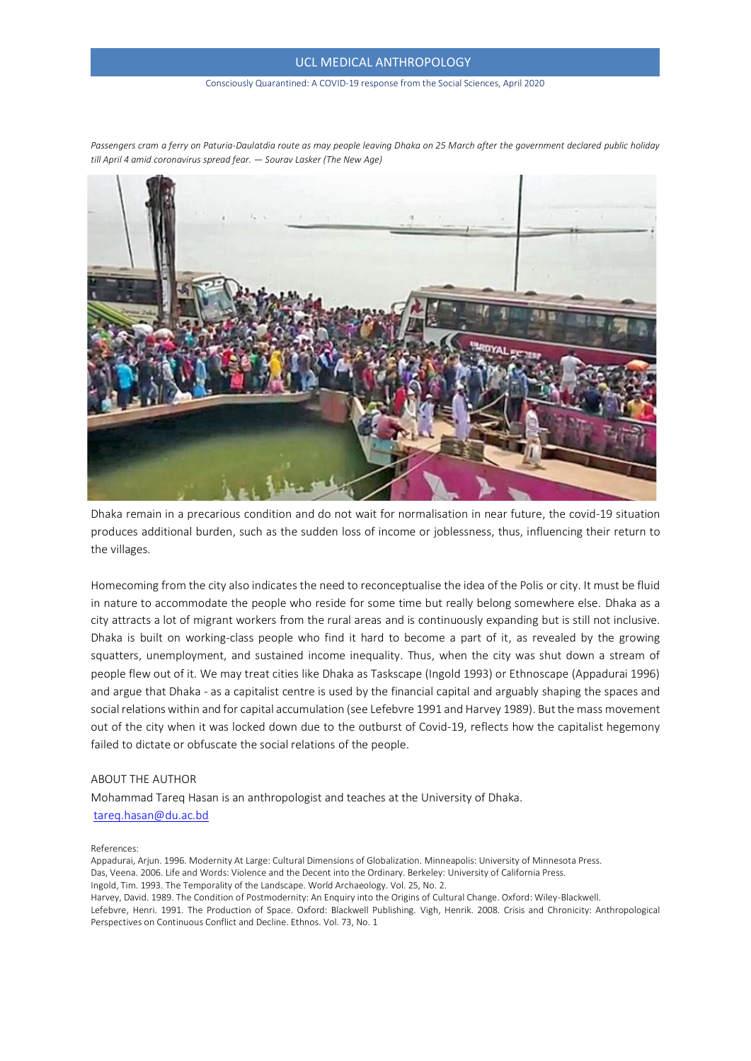*Passengers cram a ferry on Paturia-Daulatdia route as may people leaving Dhaka on 25 March after the government declared public holiday till April 4 amid coronavirus spread fear. — Sourav Lasker (The New Age)*

Dhaka remain in a precarious condition and do not wait for normalisation in near future, the covid-19 situation produces additional burden, such as the sudden loss of income or joblessness, thus, influencing their return to the villages.

Homecoming from the city also indicates the need to reconceptualise the idea of the Polis or city. It must be fluid in nature to accommodate the people who reside for some time but really belong somewhere else. Dhaka as a city attracts a lot of migrant workers from the rural areas and is continuously expanding but is still not inclusive. Dhaka is built on working-class people who find it hard to become a part of it, as revealed by the growing squatters, unemployment, and sustained income inequality. Thus, when the city was shut down a stream of people flew out of it. We may treat cities like Dhaka as Taskscape (Ingold 1993) or Ethnoscape (Appadurai 1996) and argue that Dhaka - as a capitalist centre is used by the financial capital and arguably shaping the spaces and social relations within and for capital accumulation (see Lefebvre 1991 and Harvey 1989). But the mass movement out of the city when it was locked down due to the outburst of Covid-19, reflects how the capitalist hegemony failed to dictate or obfuscate the social relations of the people.

## ABOUT THE AUTHOR

Mohammad Tareq Hasan is an anthropologist and teaches at the University of Dhaka.
tareq.hasan@du.ac.bd

References:

Appadurai, Arjun. 1996. Modernity At Large: Cultural Dimensions of Globalization. Minneapolis: University of Minnesota Press.
Das, Veena. 2006. Life and Words: Violence and the Decent into the Ordinary. Berkeley: University of California Press.
Ingold, Tim. 1993. The Temporality of the Landscape. World Archaeology. Vol. 25, No. 2.
Harvey, David. 1989. The Condition of Postmodernity: An Enquiry into the Origins of Cultural Change. Oxford: Wiley-Blackwell.
Lefebvre, Henri. 1991. The Production of Space. Oxford: Blackwell Publishing. Vigh, Henrik. 2008. Crisis and Chronicity: Anthropological Perspectives on Continuous Conflict and Decline. Ethnos. Vol. 73, No. 1